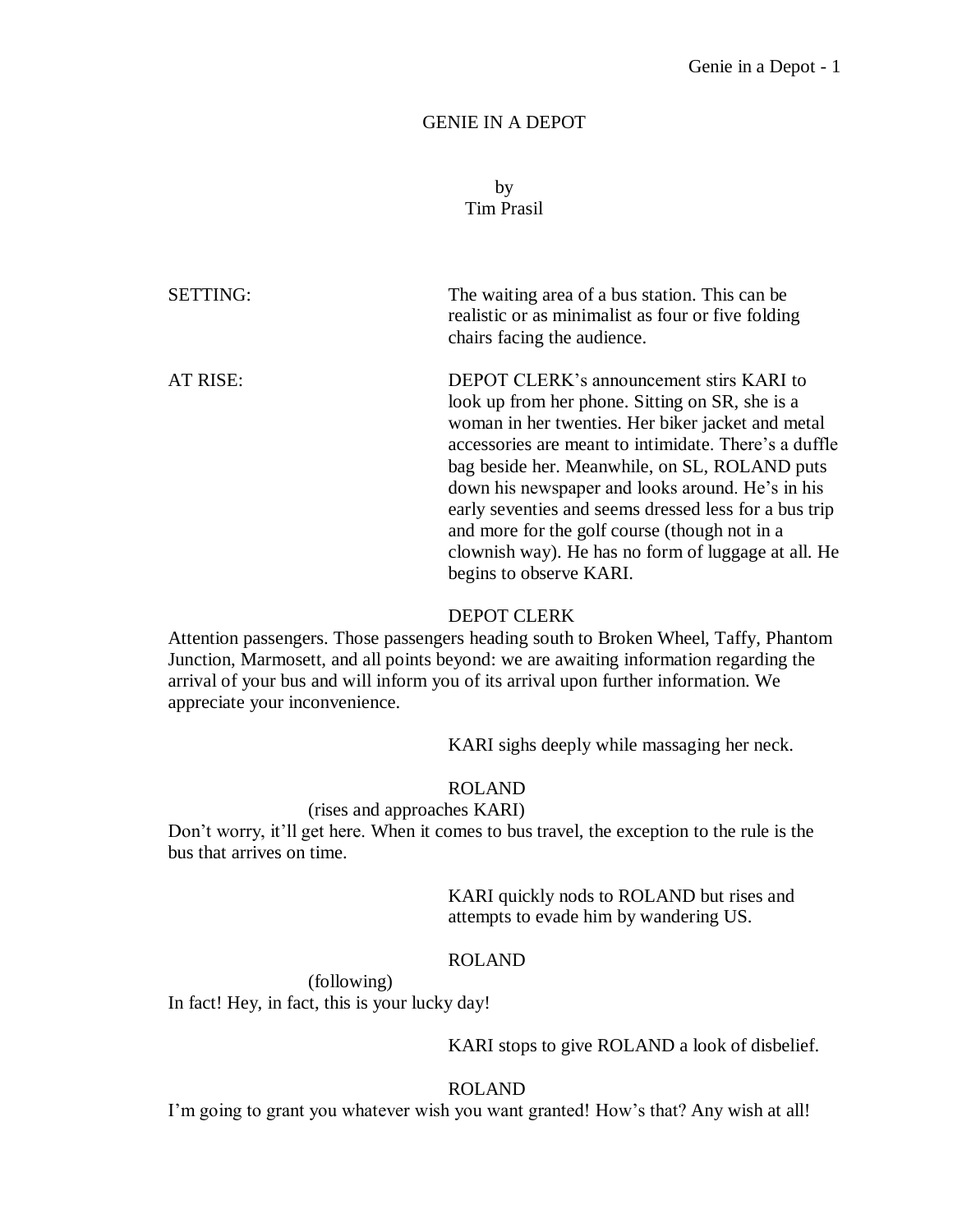# GENIE IN A DEPOT

by
Tim Prasil

SETTING: The waiting area of a bus station. This can be realistic or as minimalist as four or five folding chairs facing the audience.

AT RISE: DEPOT CLERK's announcement stirs KARI to look up from her phone. Sitting on SR, she is a woman in her twenties. Her biker jacket and metal accessories are meant to intimidate. There's a duffle bag beside her. Meanwhile, on SL, ROLAND puts down his newspaper and looks around. He's in his early seventies and seems dressed less for a bus trip and more for the golf course (though not in a clownish way). He has no form of luggage at all. He begins to observe KARI.

DEPOT CLERK

Attention passengers. Those passengers heading south to Broken Wheel, Taffy, Phantom Junction, Marmosett, and all points beyond: we are awaiting information regarding the arrival of your bus and will inform you of its arrival upon further information. We appreciate your inconvenience.

KARI sighs deeply while massaging her neck.

ROLAND

(rises and approaches KARI)

Don't worry, it'll get here. When it comes to bus travel, the exception to the rule is the bus that arrives on time.

KARI quickly nods to ROLAND but rises and attempts to evade him by wandering US.

ROLAND

(following)

In fact! Hey, in fact, this is your lucky day!

KARI stops to give ROLAND a look of disbelief.

ROLAND

I'm going to grant you whatever wish you want granted! How's that? Any wish at all!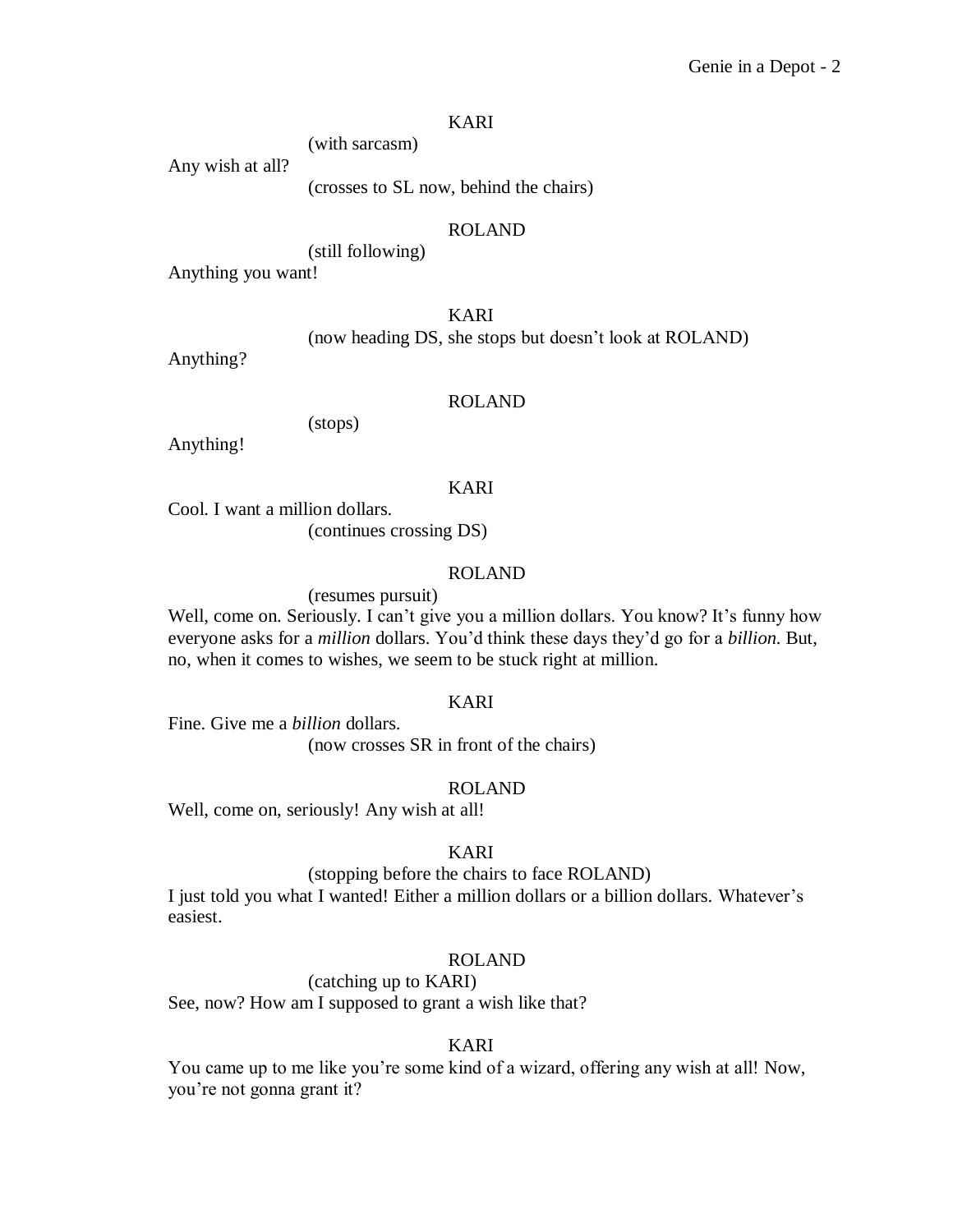KARI

(with sarcasm)

Any wish at all?

(crosses to SL now, behind the chairs)

ROLAND

(still following)

Anything you want!

KARI

(now heading DS, she stops but doesn't look at ROLAND)

Anything?

ROLAND

(stops)

Anything!

KARI

Cool. I want a million dollars.

(continues crossing DS)

ROLAND

(resumes pursuit)

Well, come on. Seriously. I can't give you a million dollars. You know? It's funny how everyone asks for a *million* dollars. You'd think these days they'd go for a *billion*. But, no, when it comes to wishes, we seem to be stuck right at million.

KARI

Fine. Give me a *billion* dollars.

(now crosses SR in front of the chairs)

ROLAND

Well, come on, seriously! Any wish at all!

KARI

(stopping before the chairs to face ROLAND)

I just told you what I wanted! Either a million dollars or a billion dollars. Whatever's easiest.

ROLAND

(catching up to KARI)

See, now? How am I supposed to grant a wish like that?

KARI

You came up to me like you're some kind of a wizard, offering any wish at all! Now, you're not gonna grant it?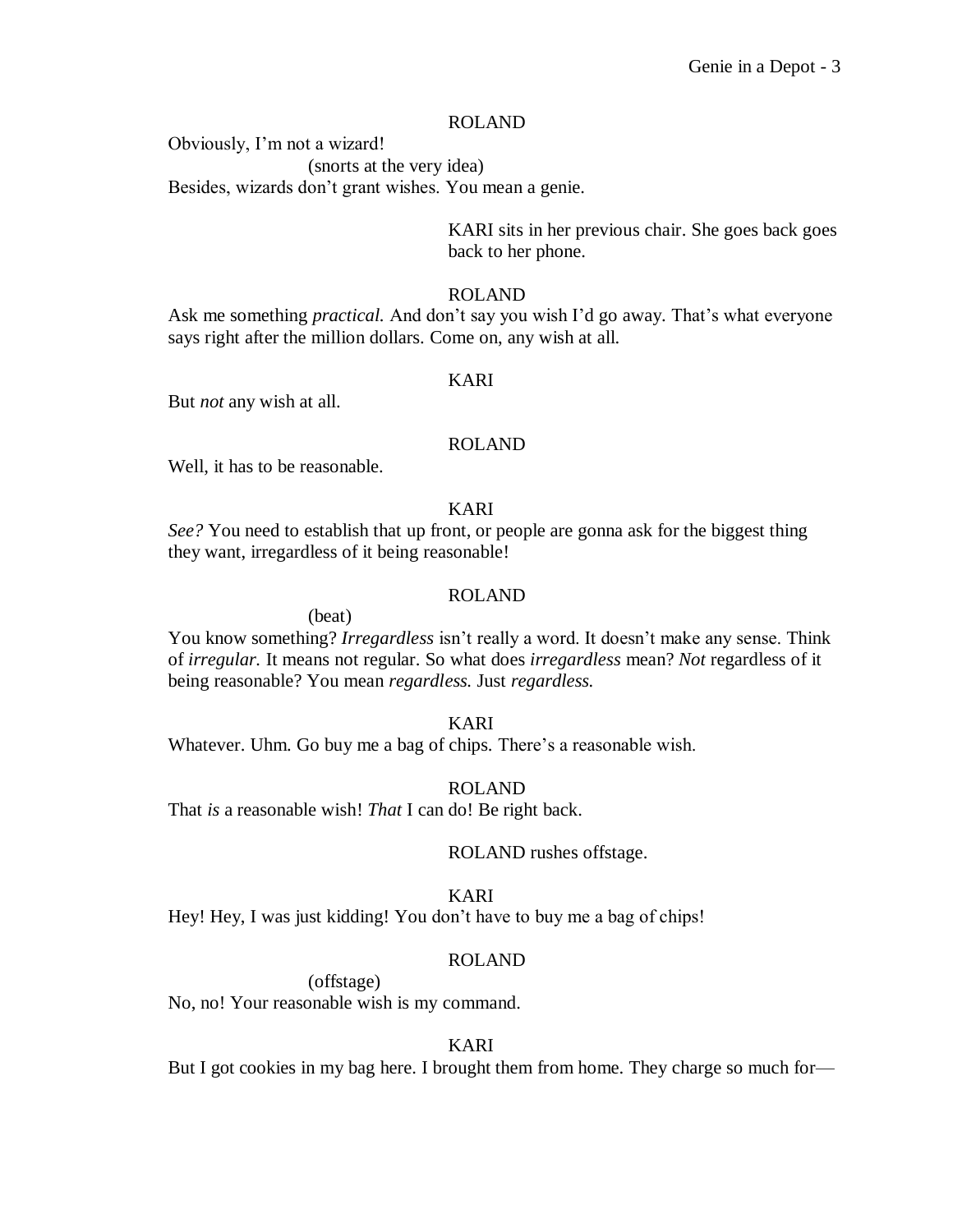ROLAND

Obviously, I'm not a wizard!

(snorts at the very idea)

Besides, wizards don't grant wishes. You mean a genie.

KARI sits in her previous chair. She goes back goes back to her phone.

ROLAND

Ask me something *practical.* And don't say you wish I'd go away. That's what everyone says right after the million dollars. Come on, any wish at all.

KARI

But *not* any wish at all.

ROLAND

Well, it has to be reasonable.

KARI

*See?* You need to establish that up front, or people are gonna ask for the biggest thing they want, irregardless of it being reasonable!

ROLAND

(beat)

You know something? *Irregardless* isn't really a word. It doesn't make any sense. Think of *irregular.* It means not regular. So what does *irregardless* mean? *Not* regardless of it being reasonable? You mean *regardless.* Just *regardless.*

KARI

Whatever. Uhm. Go buy me a bag of chips. There's a reasonable wish.

ROLAND

That *is* a reasonable wish! *That* I can do! Be right back.

ROLAND rushes offstage.

KARI

Hey! Hey, I was just kidding! You don't have to buy me a bag of chips!

ROLAND

(offstage)

No, no! Your reasonable wish is my command.

KARI

But I got cookies in my bag here. I brought them from home. They charge so much for—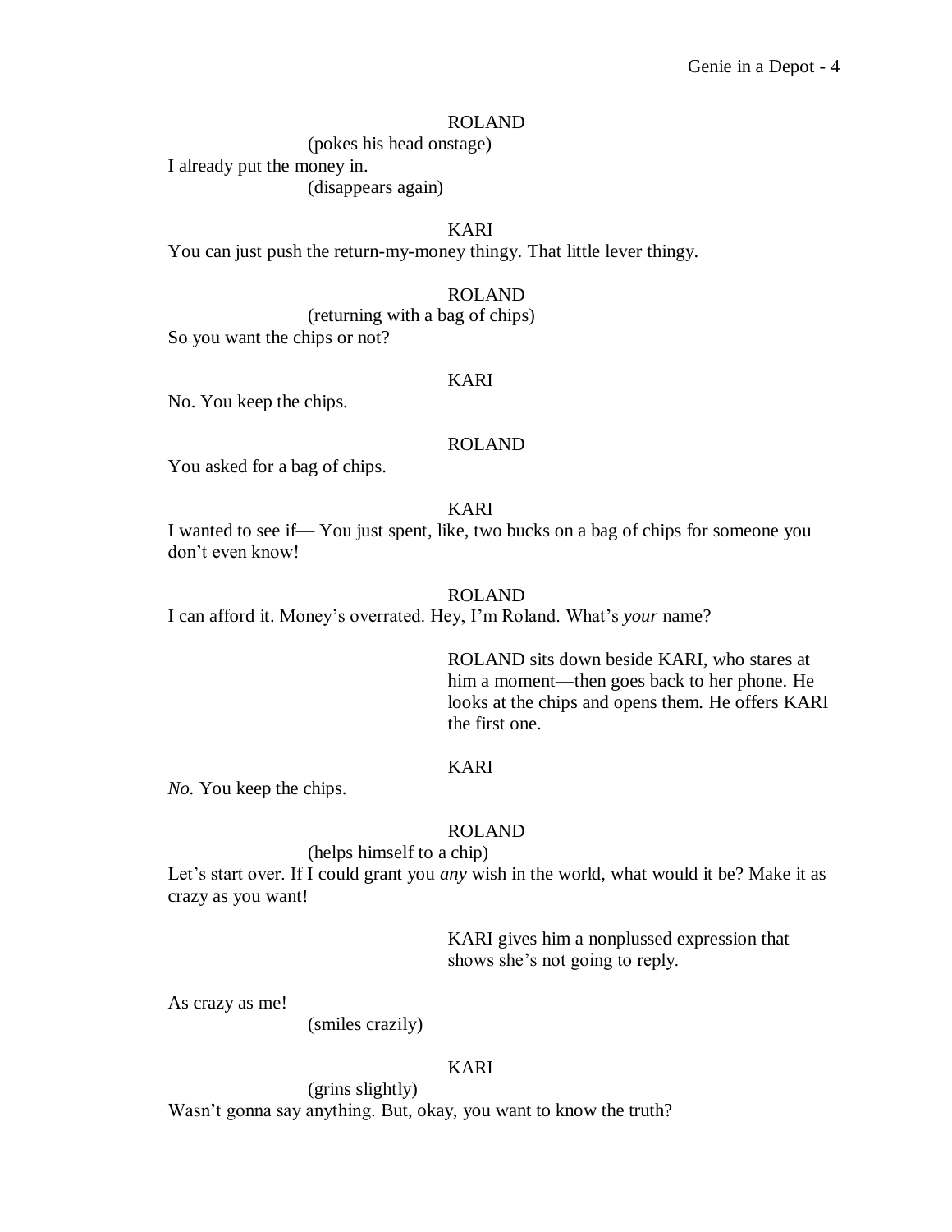ROLAND

(pokes his head onstage)

I already put the money in.

(disappears again)

KARI

You can just push the return-my-money thingy. That little lever thingy.

ROLAND

(returning with a bag of chips)

So you want the chips or not?

KARI

No. You keep the chips.

ROLAND

You asked for a bag of chips.

KARI

I wanted to see if— You just spent, like, two bucks on a bag of chips for someone you don't even know!

ROLAND

I can afford it. Money's overrated. Hey, I'm Roland. What's *your* name?

ROLAND sits down beside KARI, who stares at him a moment—then goes back to her phone. He looks at the chips and opens them. He offers KARI the first one.

KARI

*No.* You keep the chips.

ROLAND

(helps himself to a chip)

Let's start over. If I could grant you *any* wish in the world, what would it be? Make it as crazy as you want!

KARI gives him a nonplussed expression that shows she's not going to reply.

As crazy as me!

(smiles crazily)

KARI

(grins slightly)

Wasn't gonna say anything. But, okay, you want to know the truth?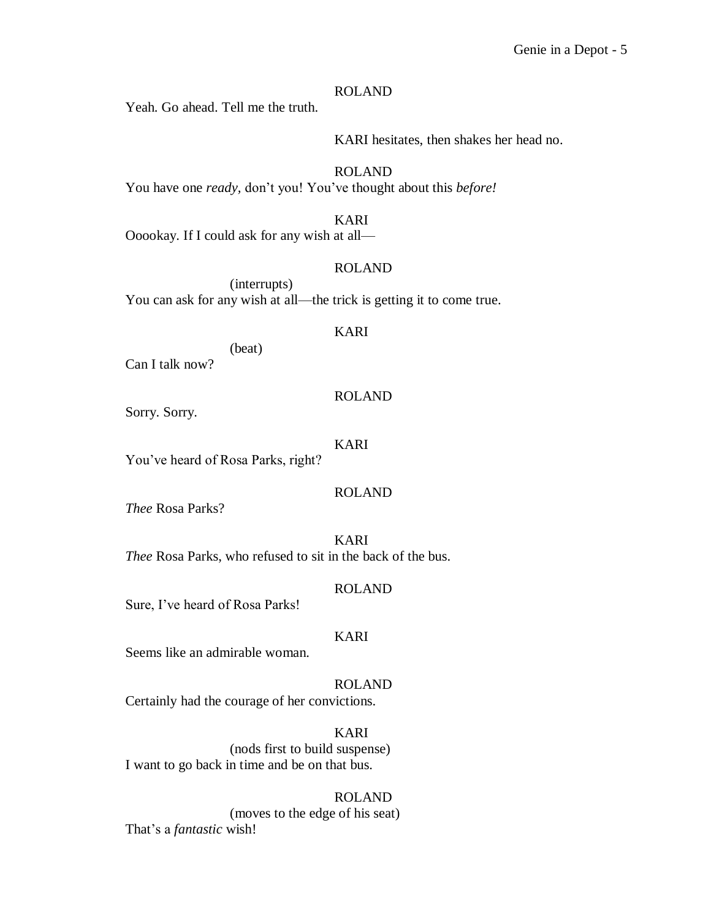ROLAND

Yeah. Go ahead. Tell me the truth.

KARI hesitates, then shakes her head no.

ROLAND

You have one *ready*, don't you! You've thought about this *before!*

KARI

Ooookay. If I could ask for any wish at all—

ROLAND

(interrupts)

You can ask for any wish at all—the trick is getting it to come true.

KARI

(beat)

Can I talk now?

ROLAND

Sorry. Sorry.

KARI

You've heard of Rosa Parks, right?

ROLAND

*Thee* Rosa Parks?

KARI

*Thee* Rosa Parks, who refused to sit in the back of the bus.

ROLAND

Sure, I've heard of Rosa Parks!

KARI

Seems like an admirable woman.

ROLAND

Certainly had the courage of her convictions.

KARI

(nods first to build suspense)

I want to go back in time and be on that bus.

ROLAND

(moves to the edge of his seat)

That's a *fantastic* wish!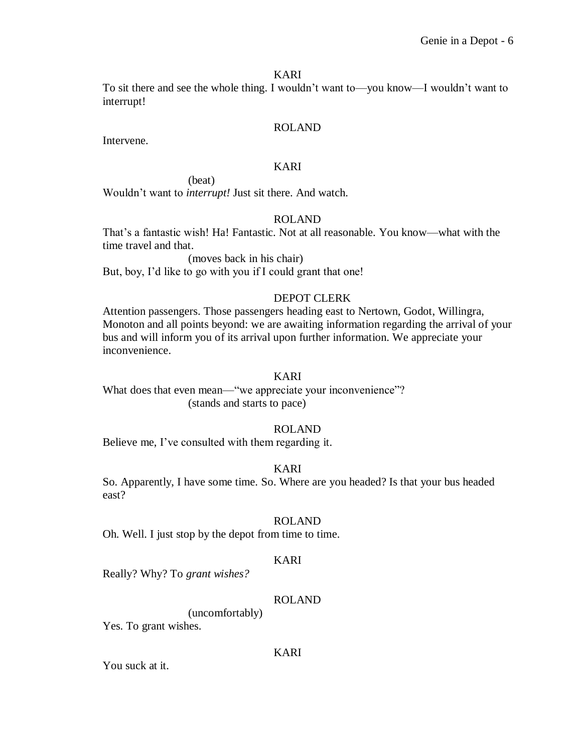KARI

To sit there and see the whole thing. I wouldn't want to—you know—I wouldn't want to interrupt!

ROLAND

Intervene.

KARI

(beat)

Wouldn't want to *interrupt!* Just sit there. And watch.

ROLAND

That's a fantastic wish! Ha! Fantastic. Not at all reasonable. You know—what with the time travel and that.

(moves back in his chair)

But, boy, I'd like to go with you if I could grant that one!

DEPOT CLERK

Attention passengers. Those passengers heading east to Nertown, Godot, Willingra, Monoton and all points beyond: we are awaiting information regarding the arrival of your bus and will inform you of its arrival upon further information. We appreciate your inconvenience.

KARI

What does that even mean—"we appreciate your inconvenience"?

(stands and starts to pace)

ROLAND

Believe me, I've consulted with them regarding it.

KARI

So. Apparently, I have some time. So. Where are you headed? Is that your bus headed east?

ROLAND

Oh. Well. I just stop by the depot from time to time.

KARI

Really? Why? To *grant wishes?*

ROLAND

(uncomfortably)

Yes. To grant wishes.

KARI

You suck at it.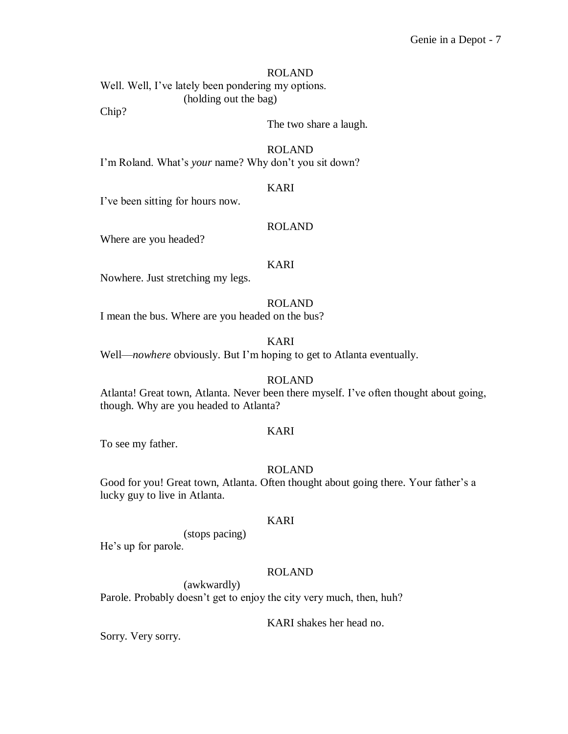ROLAND

Well. Well, I've lately been pondering my options.

(holding out the bag)

Chip?

The two share a laugh.

ROLAND

I'm Roland. What's *your* name? Why don't you sit down?

KARI

I've been sitting for hours now.

ROLAND

Where are you headed?

KARI

Nowhere. Just stretching my legs.

ROLAND

I mean the bus. Where are you headed on the bus?

KARI

Well—*nowhere* obviously. But I'm hoping to get to Atlanta eventually.

ROLAND

Atlanta! Great town, Atlanta. Never been there myself. I've often thought about going, though. Why are you headed to Atlanta?

KARI

To see my father.

ROLAND

Good for you! Great town, Atlanta. Often thought about going there. Your father's a lucky guy to live in Atlanta.

KARI

(stops pacing)

He's up for parole.

ROLAND

(awkwardly)

Parole. Probably doesn't get to enjoy the city very much, then, huh?

KARI shakes her head no.

Sorry. Very sorry.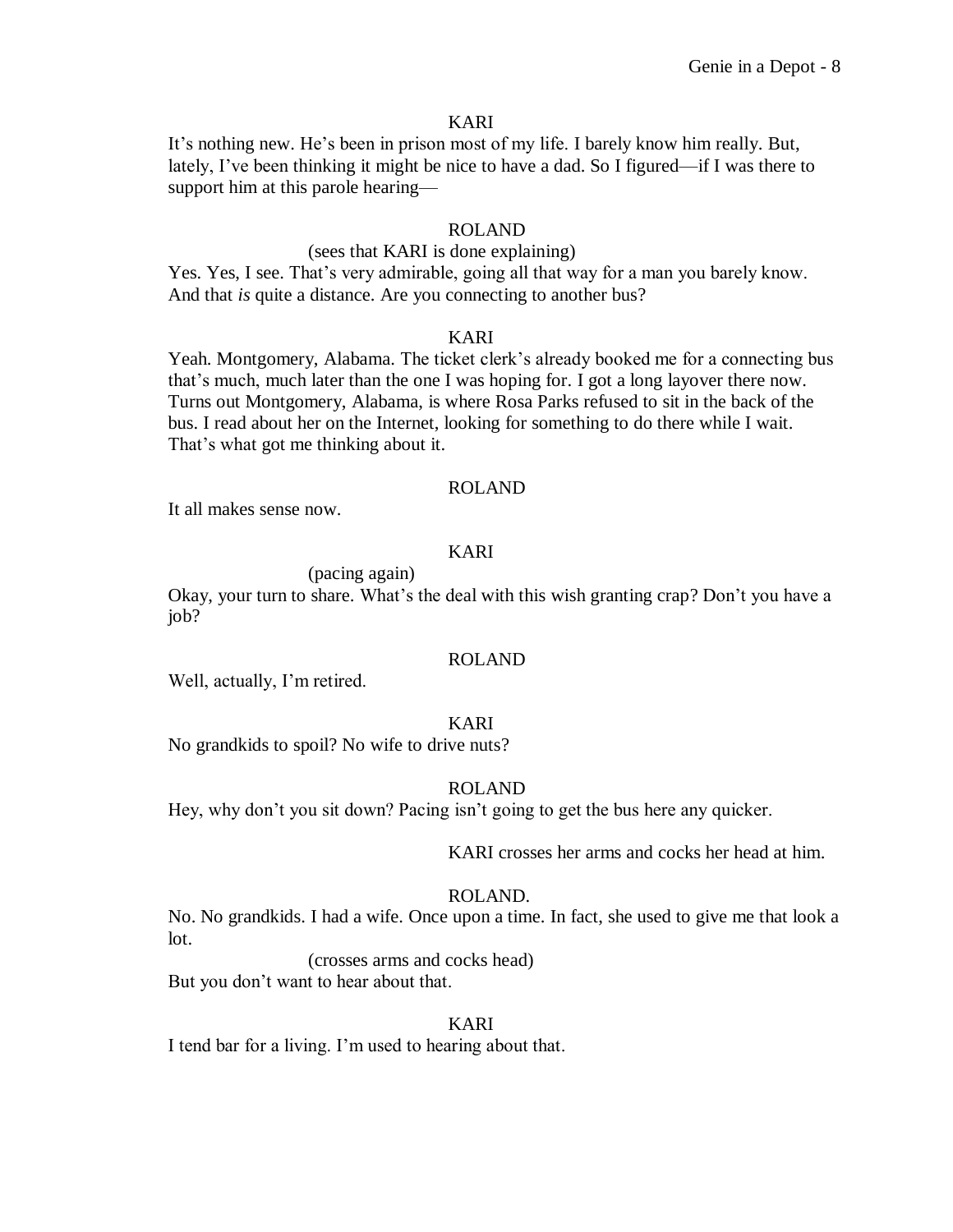KARI

It's nothing new. He's been in prison most of my life. I barely know him really. But, lately, I've been thinking it might be nice to have a dad. So I figured—if I was there to support him at this parole hearing—

ROLAND

(sees that KARI is done explaining)

Yes. Yes, I see. That's very admirable, going all that way for a man you barely know. And that *is* quite a distance. Are you connecting to another bus?

KARI

Yeah. Montgomery, Alabama. The ticket clerk's already booked me for a connecting bus that's much, much later than the one I was hoping for. I got a long layover there now. Turns out Montgomery, Alabama, is where Rosa Parks refused to sit in the back of the bus. I read about her on the Internet, looking for something to do there while I wait. That's what got me thinking about it.

ROLAND

It all makes sense now.

KARI

(pacing again)

Okay, your turn to share. What's the deal with this wish granting crap? Don't you have a job?

ROLAND

Well, actually, I'm retired.

KARI

No grandkids to spoil? No wife to drive nuts?

ROLAND

Hey, why don't you sit down? Pacing isn't going to get the bus here any quicker.

KARI crosses her arms and cocks her head at him.

ROLAND.

No. No grandkids. I had a wife. Once upon a time. In fact, she used to give me that look a lot.

(crosses arms and cocks head)

But you don't want to hear about that.

KARI

I tend bar for a living. I'm used to hearing about that.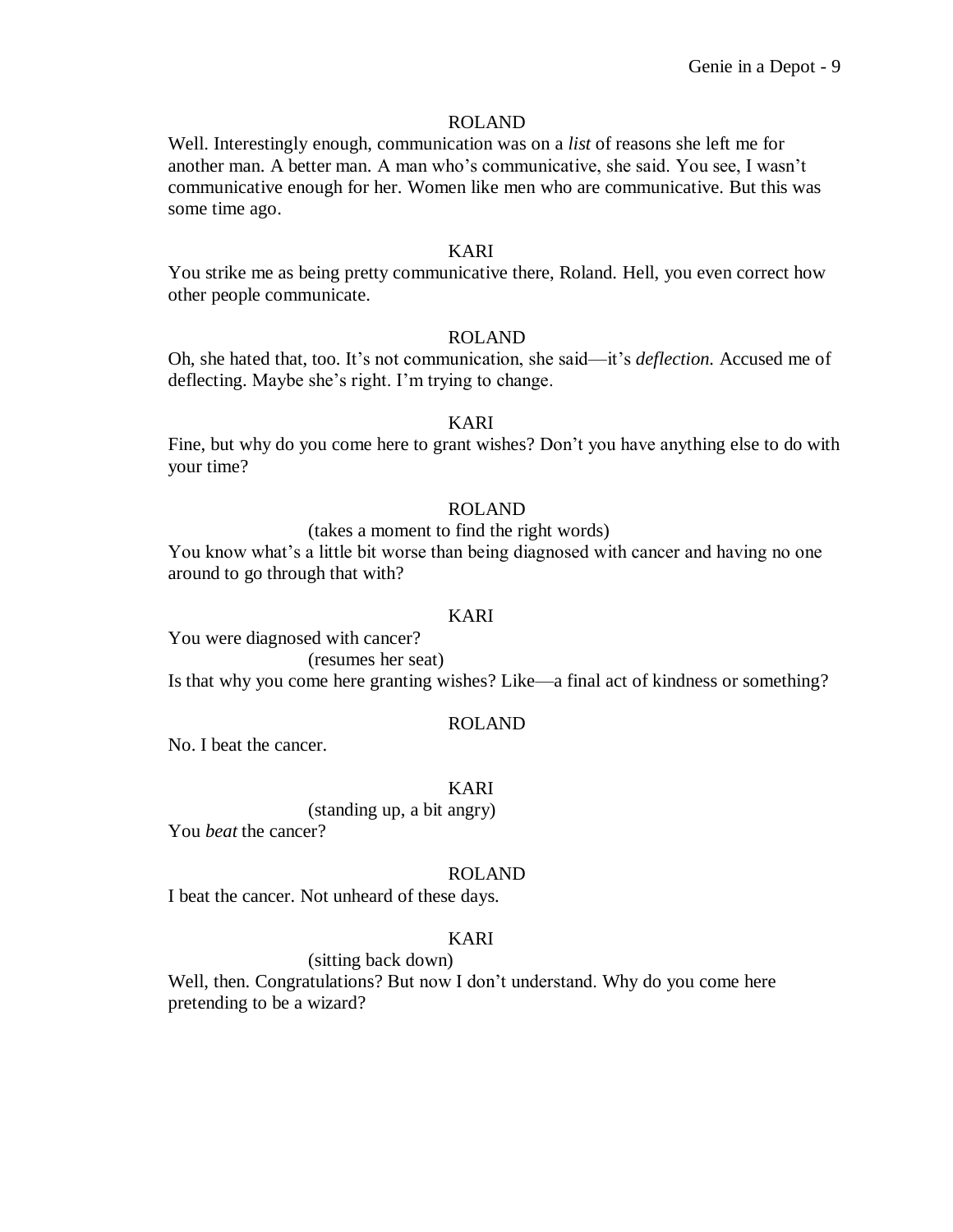ROLAND

Well. Interestingly enough, communication was on a *list* of reasons she left me for another man. A better man. A man who's communicative, she said. You see, I wasn't communicative enough for her. Women like men who are communicative. But this was some time ago.

KARI

You strike me as being pretty communicative there, Roland. Hell, you even correct how other people communicate.

ROLAND

Oh, she hated that, too. It's not communication, she said—it's *deflection.* Accused me of deflecting. Maybe she's right. I'm trying to change.

KARI

Fine, but why do you come here to grant wishes? Don't you have anything else to do with your time?

ROLAND

(takes a moment to find the right words)

You know what's a little bit worse than being diagnosed with cancer and having no one around to go through that with?

KARI

You were diagnosed with cancer?

(resumes her seat)

Is that why you come here granting wishes? Like—a final act of kindness or something?

ROLAND

No. I beat the cancer.

KARI

(standing up, a bit angry)

You *beat* the cancer?

ROLAND

I beat the cancer. Not unheard of these days.

KARI

(sitting back down)

Well, then. Congratulations? But now I don't understand. Why do you come here pretending to be a wizard?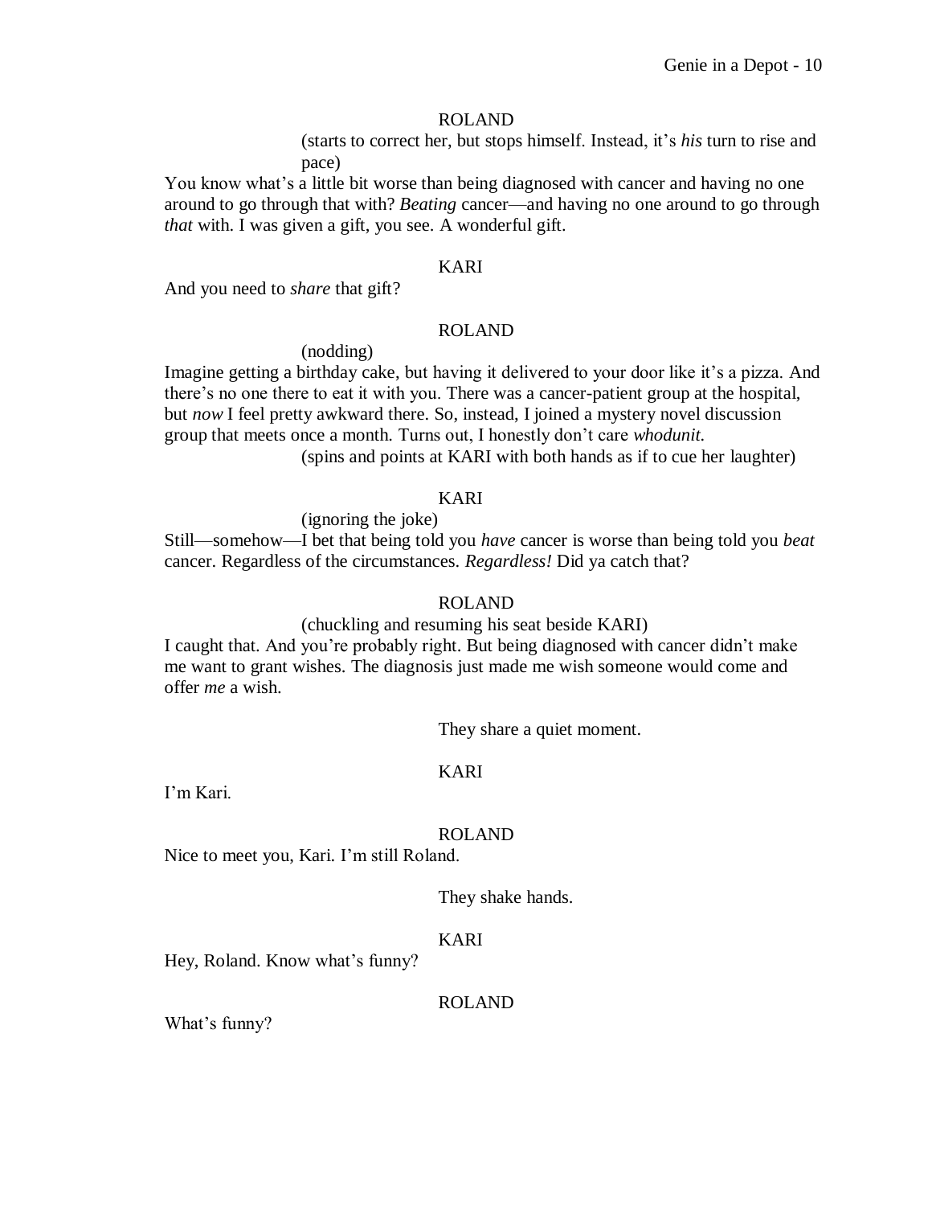ROLAND

(starts to correct her, but stops himself. Instead, it's *his* turn to rise and pace)

You know what's a little bit worse than being diagnosed with cancer and having no one around to go through that with? *Beating* cancer—and having no one around to go through *that* with. I was given a gift, you see. A wonderful gift.

KARI

And you need to *share* that gift?

ROLAND

(nodding)

Imagine getting a birthday cake, but having it delivered to your door like it's a pizza. And there's no one there to eat it with you. There was a cancer-patient group at the hospital, but *now* I feel pretty awkward there. So, instead, I joined a mystery novel discussion group that meets once a month. Turns out, I honestly don't care *whodunit.*

(spins and points at KARI with both hands as if to cue her laughter)

KARI

(ignoring the joke)

Still—somehow—I bet that being told you *have* cancer is worse than being told you *beat* cancer. Regardless of the circumstances. *Regardless!* Did ya catch that?

ROLAND

(chuckling and resuming his seat beside KARI)

I caught that. And you're probably right. But being diagnosed with cancer didn't make me want to grant wishes. The diagnosis just made me wish someone would come and offer *me* a wish.

They share a quiet moment.

KARI

I'm Kari.

ROLAND

Nice to meet you, Kari. I'm still Roland.

They shake hands.

KARI

Hey, Roland. Know what's funny?

ROLAND

What's funny?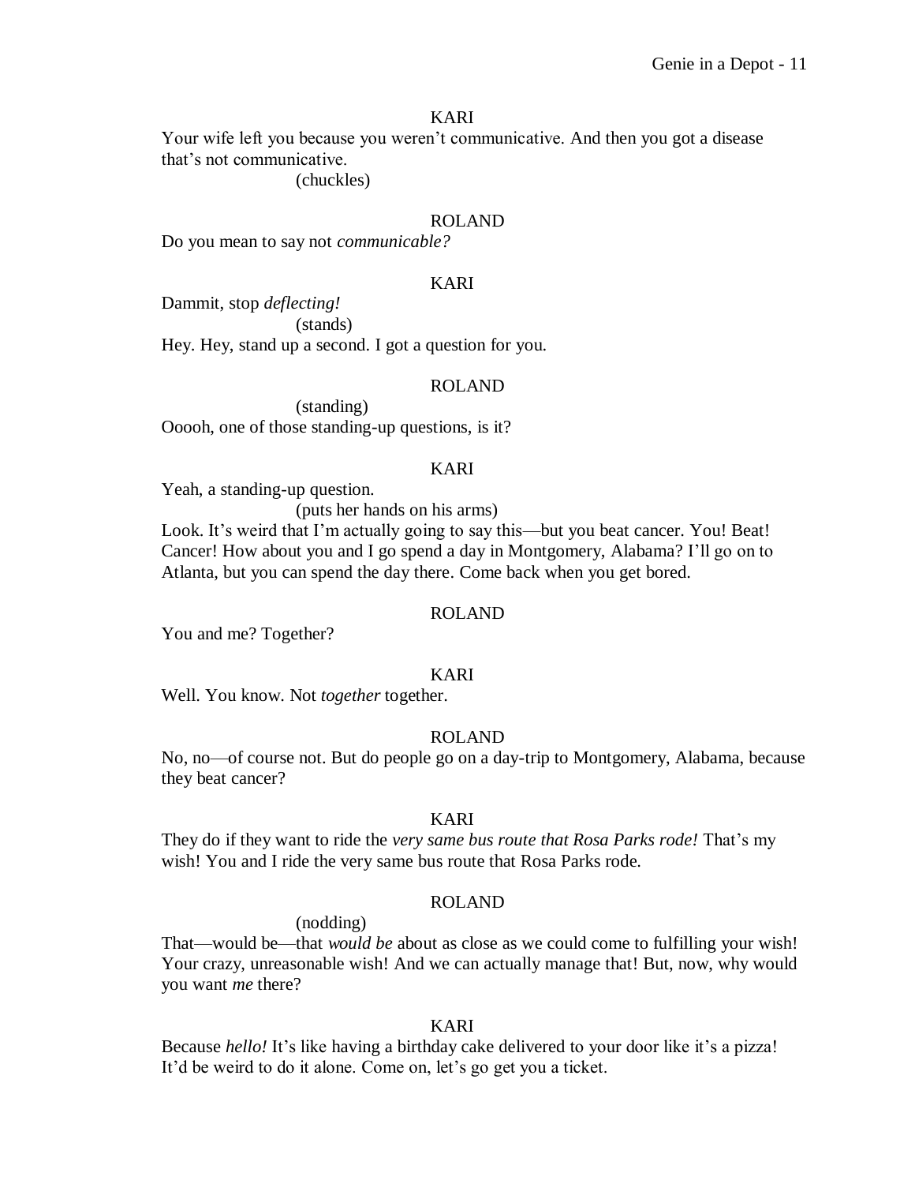KARI

Your wife left you because you weren't communicative. And then you got a disease that's not communicative.

(chuckles)

ROLAND

Do you mean to say not *communicable?*

KARI

Dammit, stop *deflecting!*

(stands)

Hey. Hey, stand up a second. I got a question for you.

ROLAND

(standing)

Ooooh, one of those standing-up questions, is it?

KARI

Yeah, a standing-up question.

(puts her hands on his arms)

Look. It's weird that I'm actually going to say this—but you beat cancer. You! Beat! Cancer! How about you and I go spend a day in Montgomery, Alabama? I'll go on to Atlanta, but you can spend the day there. Come back when you get bored.

ROLAND

You and me? Together?

KARI

Well. You know. Not *together* together.

ROLAND

No, no—of course not. But do people go on a day-trip to Montgomery, Alabama, because they beat cancer?

KARI

They do if they want to ride the *very same bus route that Rosa Parks rode!* That's my wish! You and I ride the very same bus route that Rosa Parks rode.

ROLAND

(nodding)

That—would be—that *would be* about as close as we could come to fulfilling your wish! Your crazy, unreasonable wish! And we can actually manage that! But, now, why would you want *me* there?

KARI

Because *hello!* It's like having a birthday cake delivered to your door like it's a pizza! It'd be weird to do it alone. Come on, let's go get you a ticket.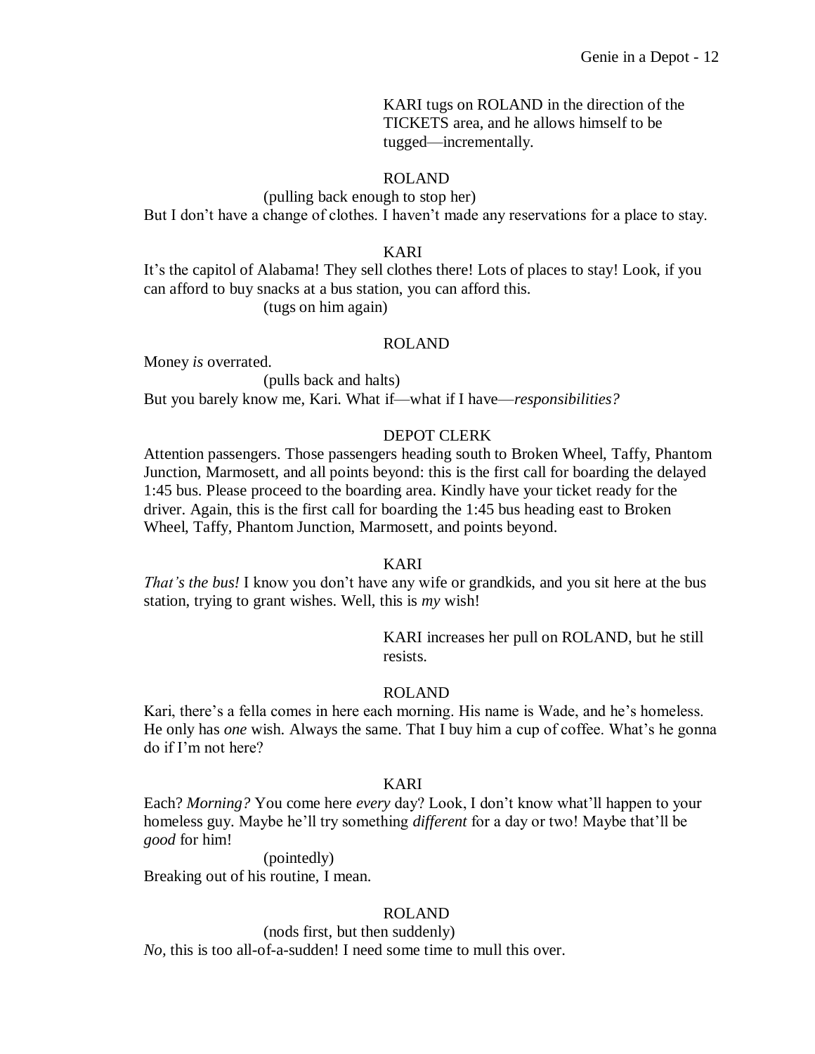KARI tugs on ROLAND in the direction of the TICKETS area, and he allows himself to be tugged—incrementally.

ROLAND

(pulling back enough to stop her)

But I don't have a change of clothes. I haven't made any reservations for a place to stay.

KARI

It's the capitol of Alabama! They sell clothes there! Lots of places to stay! Look, if you can afford to buy snacks at a bus station, you can afford this.

(tugs on him again)

ROLAND

Money *is* overrated.

(pulls back and halts)

But you barely know me, Kari. What if—what if I have—*responsibilities?*

DEPOT CLERK

Attention passengers. Those passengers heading south to Broken Wheel, Taffy, Phantom Junction, Marmosett, and all points beyond: this is the first call for boarding the delayed 1:45 bus. Please proceed to the boarding area. Kindly have your ticket ready for the driver. Again, this is the first call for boarding the 1:45 bus heading east to Broken Wheel, Taffy, Phantom Junction, Marmosett, and points beyond.

KARI

*That's the bus!* I know you don't have any wife or grandkids, and you sit here at the bus station, trying to grant wishes. Well, this is *my* wish!

KARI increases her pull on ROLAND, but he still resists.

ROLAND

Kari, there's a fella comes in here each morning. His name is Wade, and he's homeless. He only has *one* wish. Always the same. That I buy him a cup of coffee. What's he gonna do if I'm not here?

KARI

Each? *Morning?* You come here *every* day? Look, I don't know what'll happen to your homeless guy. Maybe he'll try something *different* for a day or two! Maybe that'll be *good* for him!

(pointedly)

Breaking out of his routine, I mean.

ROLAND

(nods first, but then suddenly)

*No,* this is too all-of-a-sudden! I need some time to mull this over.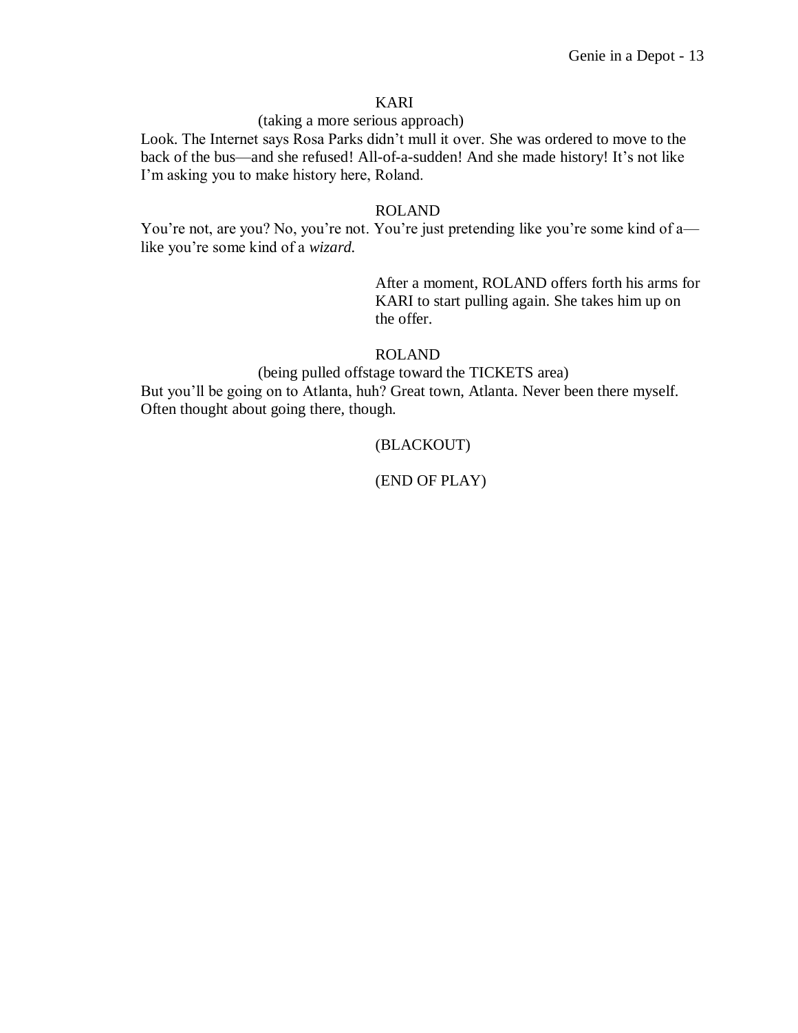KARI

(taking a more serious approach)

Look. The Internet says Rosa Parks didn't mull it over. She was ordered to move to the back of the bus—and she refused! All-of-a-sudden! And she made history! It's not like I'm asking you to make history here, Roland.

ROLAND

You're not, are you? No, you're not. You're just pretending like you're some kind of a—like you're some kind of a *wizard*.

After a moment, ROLAND offers forth his arms for KARI to start pulling again. She takes him up on the offer.

ROLAND

(being pulled offstage toward the TICKETS area)

But you'll be going on to Atlanta, huh? Great town, Atlanta. Never been there myself. Often thought about going there, though.

(BLACKOUT)

(END OF PLAY)